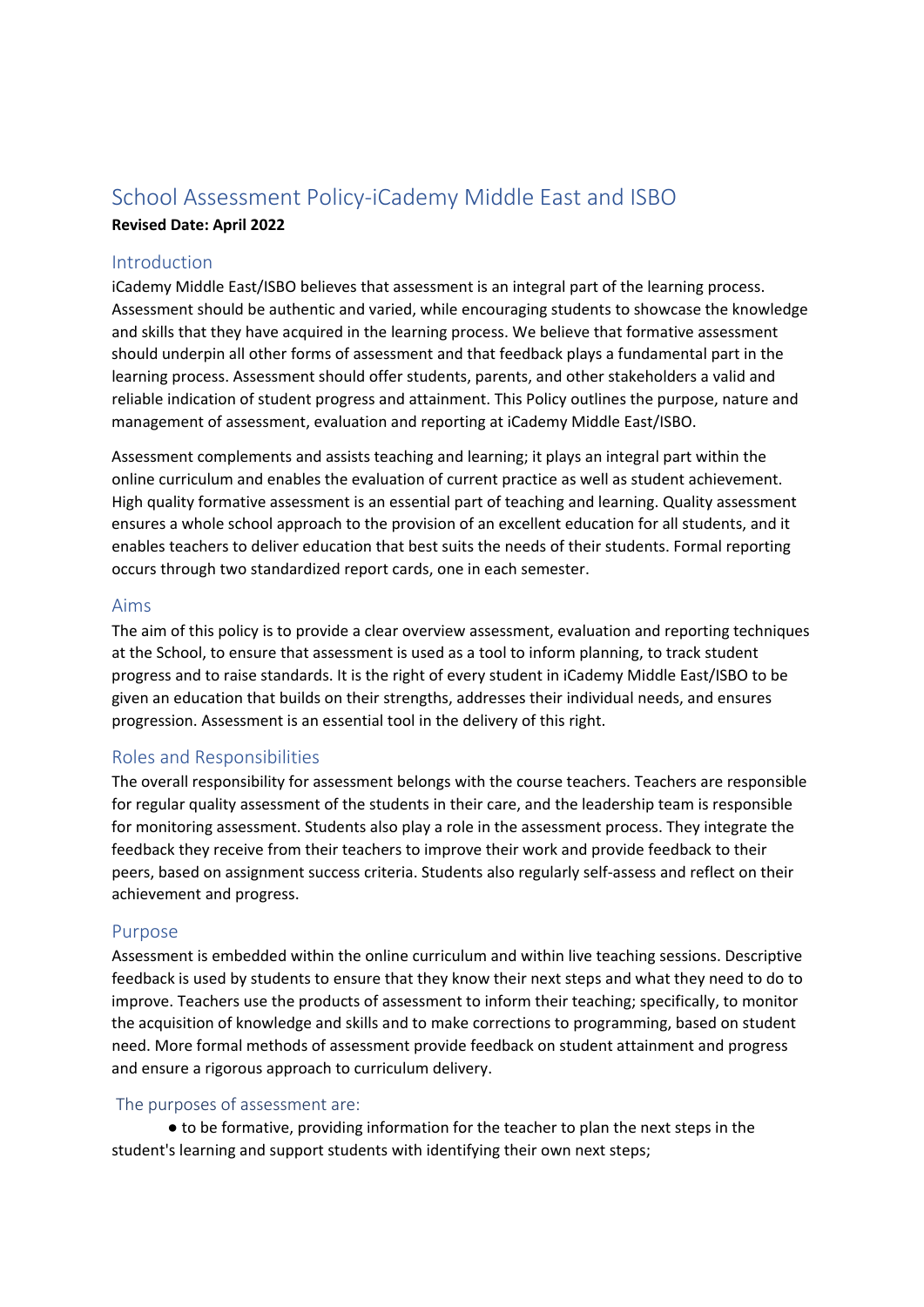# School Assessment Policy-iCademy Middle East and ISBO

**Revised Date: April 2022**

## Introduction

iCademy Middle East/ISBO believes that assessment is an integral part of the learning process. Assessment should be authentic and varied, while encouraging students to showcase the knowledge and skills that they have acquired in the learning process. We believe that formative assessment should underpin all other forms of assessment and that feedback plays a fundamental part in the learning process. Assessment should offer students, parents, and other stakeholders a valid and reliable indication of student progress and attainment. This Policy outlines the purpose, nature and management of assessment, evaluation and reporting at iCademy Middle East/ISBO.

Assessment complements and assists teaching and learning; it plays an integral part within the online curriculum and enables the evaluation of current practice as well as student achievement. High quality formative assessment is an essential part of teaching and learning. Quality assessment ensures a whole school approach to the provision of an excellent education for all students, and it enables teachers to deliver education that best suits the needs of their students. Formal reporting occurs through two standardized report cards, one in each semester.

## Aims

The aim of this policy is to provide a clear overview assessment, evaluation and reporting techniques at the School, to ensure that assessment is used as a tool to inform planning, to track student progress and to raise standards. It is the right of every student in iCademy Middle East/ISBO to be given an education that builds on their strengths, addresses their individual needs, and ensures progression. Assessment is an essential tool in the delivery of this right.

## Roles and Responsibilities

The overall responsibility for assessment belongs with the course teachers. Teachers are responsible for regular quality assessment of the students in their care, and the leadership team is responsible for monitoring assessment. Students also play a role in the assessment process. They integrate the feedback they receive from their teachers to improve their work and provide feedback to their peers, based on assignment success criteria. Students also regularly self-assess and reflect on their achievement and progress.

## Purpose

Assessment is embedded within the online curriculum and within live teaching sessions. Descriptive feedback is used by students to ensure that they know their next steps and what they need to do to improve. Teachers use the products of assessment to inform their teaching; specifically, to monitor the acquisition of knowledge and skills and to make corrections to programming, based on student need. More formal methods of assessment provide feedback on student attainment and progress and ensure a rigorous approach to curriculum delivery.

### The purposes of assessment are:

- to be formative, providing information for the teacher to plan the next steps in the student's learning and support students with identifying their own next steps;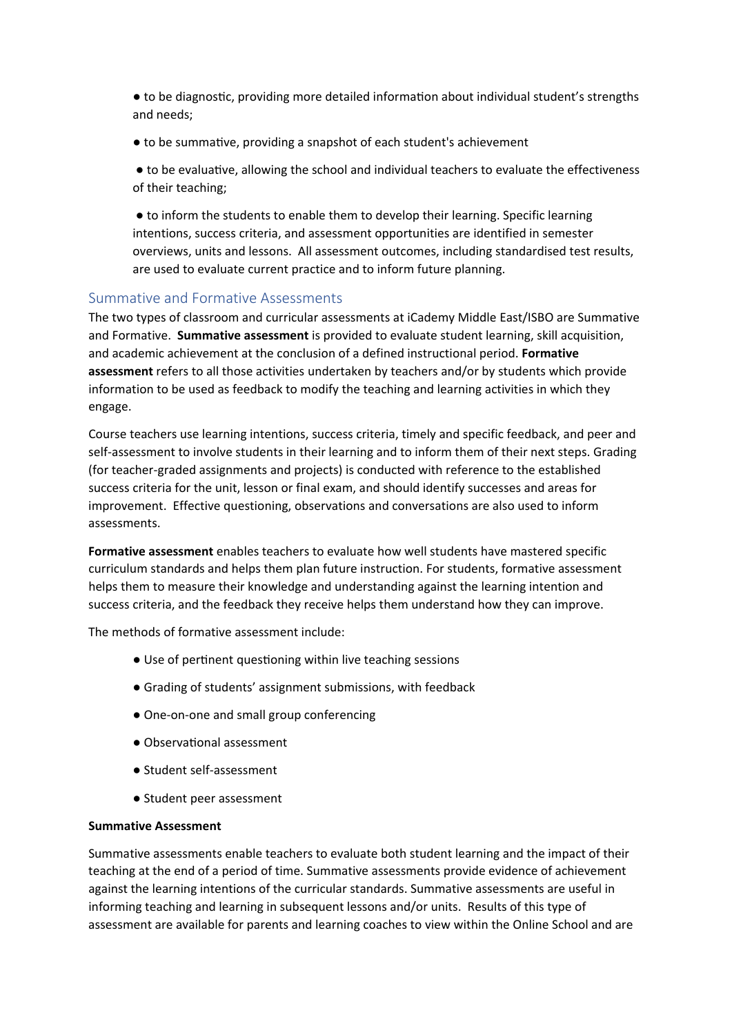- to be diagnostic, providing more detailed information about individual student's strengths and needs;
- to be summative, providing a snapshot of each student's achievement
- to be evaluative, allowing the school and individual teachers to evaluate the effectiveness of their teaching;
- to inform the students to enable them to develop their learning. Specific learning intentions, success criteria, and assessment opportunities are identified in semester overviews, units and lessons. All assessment outcomes, including standardised test results, are used to evaluate current practice and to inform future planning.

## Summative and Formative Assessments

The two types of classroom and curricular assessments at iCademy Middle East/ISBO are Summative and Formative. **Summative assessment** is provided to evaluate student learning, skill acquisition, and academic achievement at the conclusion of a defined instructional period. **Formative assessment** refers to all those activities undertaken by teachers and/or by students which provide information to be used as feedback to modify the teaching and learning activities in which they engage.

Course teachers use learning intentions, success criteria, timely and specific feedback, and peer and self-assessment to involve students in their learning and to inform them of their next steps. Grading (for teacher-graded assignments and projects) is conducted with reference to the established success criteria for the unit, lesson or final exam, and should identify successes and areas for improvement. Effective questioning, observations and conversations are also used to inform assessments.

**Formative assessment** enables teachers to evaluate how well students have mastered specific curriculum standards and helps them plan future instruction. For students, formative assessment helps them to measure their knowledge and understanding against the learning intention and success criteria, and the feedback they receive helps them understand how they can improve.

The methods of formative assessment include:

- Use of pertinent questioning within live teaching sessions
- Grading of students' assignment submissions, with feedback
- One-on-one and small group conferencing
- Observational assessment
- Student self-assessment
- Student peer assessment

**Summative Assessment**

Summative assessments enable teachers to evaluate both student learning and the impact of their teaching at the end of a period of time. Summative assessments provide evidence of achievement against the learning intentions of the curricular standards. Summative assessments are useful in informing teaching and learning in subsequent lessons and/or units. Results of this type of assessment are available for parents and learning coaches to view within the Online School and are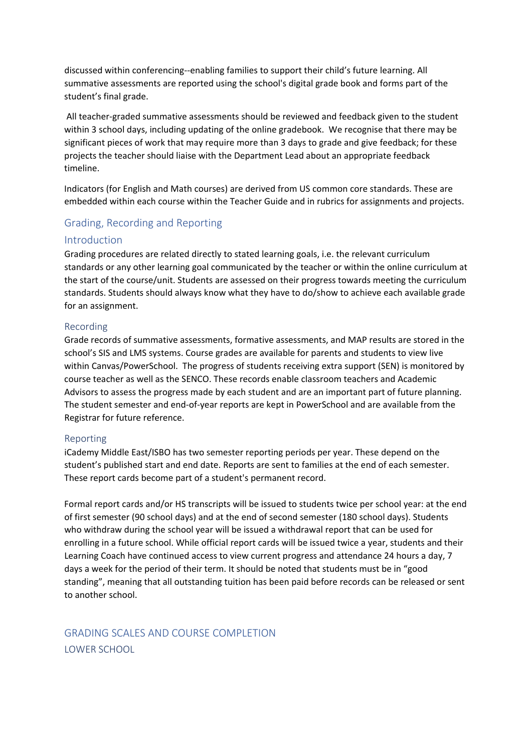discussed within conferencing--enabling families to support their child's future learning. All summative assessments are reported using the school's digital grade book and forms part of the student's final grade.

All teacher-graded summative assessments should be reviewed and feedback given to the student within 3 school days, including updating of the online gradebook. We recognise that there may be significant pieces of work that may require more than 3 days to grade and give feedback; for these projects the teacher should liaise with the Department Lead about an appropriate feedback timeline.

Indicators (for English and Math courses) are derived from US common core standards. These are embedded within each course within the Teacher Guide and in rubrics for assignments and projects.

## Grading, Recording and Reporting

### Introduction

Grading procedures are related directly to stated learning goals, i.e. the relevant curriculum standards or any other learning goal communicated by the teacher or within the online curriculum at the start of the course/unit. Students are assessed on their progress towards meeting the curriculum standards. Students should always know what they have to do/show to achieve each available grade for an assignment.

### Recording

Grade records of summative assessments, formative assessments, and MAP results are stored in the school's SIS and LMS systems. Course grades are available for parents and students to view live within Canvas/PowerSchool. The progress of students receiving extra support (SEN) is monitored by course teacher as well as the SENCO. These records enable classroom teachers and Academic Advisors to assess the progress made by each student and are an important part of future planning. The student semester and end-of-year reports are kept in PowerSchool and are available from the Registrar for future reference.

### Reporting

iCademy Middle East/ISBO has two semester reporting periods per year. These depend on the student's published start and end date. Reports are sent to families at the end of each semester. These report cards become part of a student's permanent record.

Formal report cards and/or HS transcripts will be issued to students twice per school year: at the end of first semester (90 school days) and at the end of second semester (180 school days). Students who withdraw during the school year will be issued a withdrawal report that can be used for enrolling in a future school. While official report cards will be issued twice a year, students and their Learning Coach have continued access to view current progress and attendance 24 hours a day, 7 days a week for the period of their term. It should be noted that students must be in "good standing", meaning that all outstanding tuition has been paid before records can be released or sent to another school.

## GRADING SCALES AND COURSE COMPLETION

### LOWER SCHOOL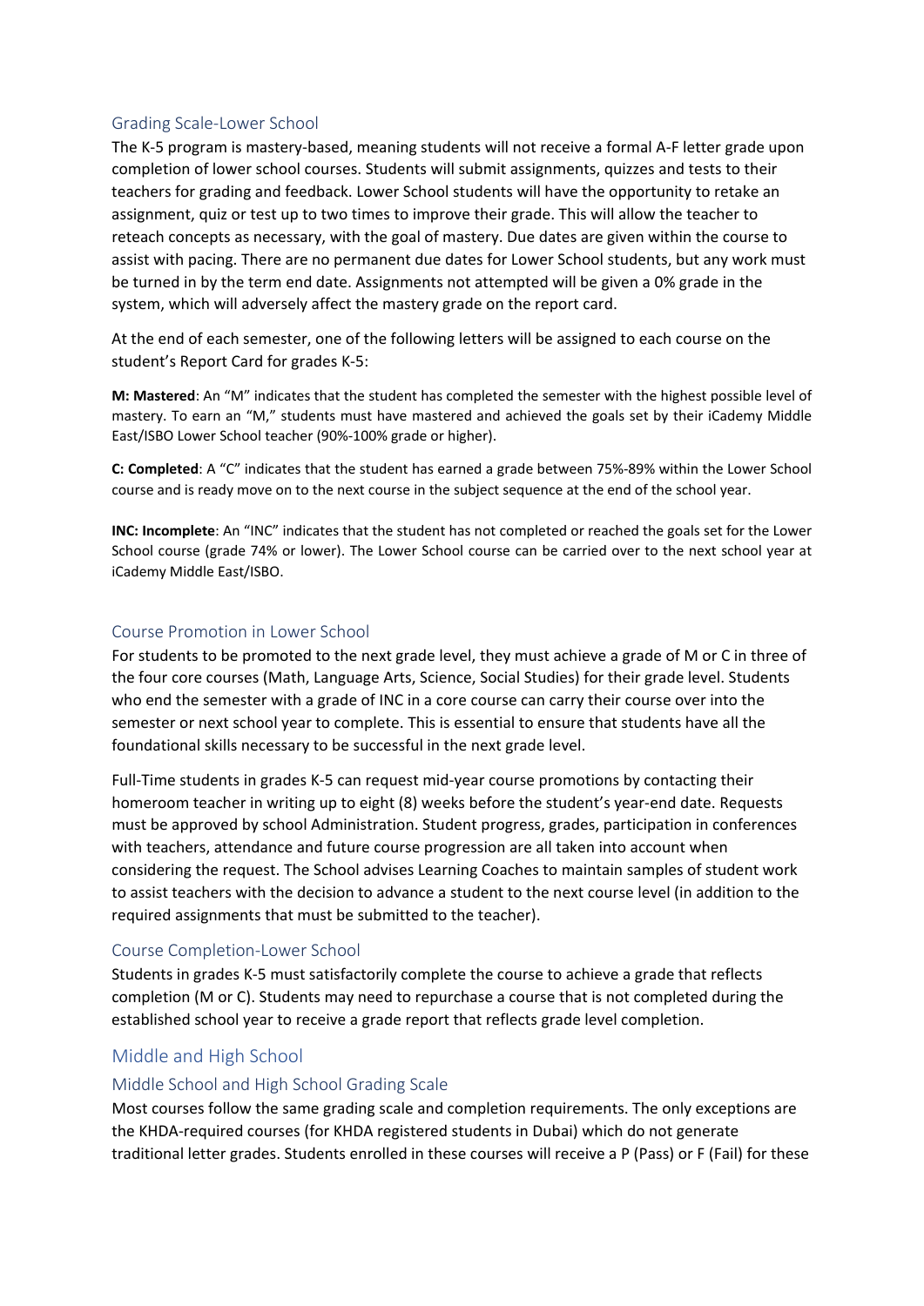### Grading Scale-Lower School

The K-5 program is mastery-based, meaning students will not receive a formal A-F letter grade upon completion of lower school courses. Students will submit assignments, quizzes and tests to their teachers for grading and feedback. Lower School students will have the opportunity to retake an assignment, quiz or test up to two times to improve their grade. This will allow the teacher to reteach concepts as necessary, with the goal of mastery. Due dates are given within the course to assist with pacing. There are no permanent due dates for Lower School students, but any work must be turned in by the term end date. Assignments not attempted will be given a 0% grade in the system, which will adversely affect the mastery grade on the report card.

At the end of each semester, one of the following letters will be assigned to each course on the student's Report Card for grades K-5:

**M: Mastered**: An "M" indicates that the student has completed the semester with the highest possible level of mastery. To earn an "M," students must have mastered and achieved the goals set by their iCademy Middle East/ISBO Lower School teacher (90%-100% grade or higher).

**C: Completed**: A "C" indicates that the student has earned a grade between 75%-89% within the Lower School course and is ready move on to the next course in the subject sequence at the end of the school year.

**INC: Incomplete**: An "INC" indicates that the student has not completed or reached the goals set for the Lower School course (grade 74% or lower). The Lower School course can be carried over to the next school year at iCademy Middle East/ISBO.

### Course Promotion in Lower School

For students to be promoted to the next grade level, they must achieve a grade of M or C in three of the four core courses (Math, Language Arts, Science, Social Studies) for their grade level. Students who end the semester with a grade of INC in a core course can carry their course over into the semester or next school year to complete. This is essential to ensure that students have all the foundational skills necessary to be successful in the next grade level.

Full-Time students in grades K-5 can request mid-year course promotions by contacting their homeroom teacher in writing up to eight (8) weeks before the student's year-end date. Requests must be approved by school Administration. Student progress, grades, participation in conferences with teachers, attendance and future course progression are all taken into account when considering the request. The School advises Learning Coaches to maintain samples of student work to assist teachers with the decision to advance a student to the next course level (in addition to the required assignments that must be submitted to the teacher).

### Course Completion-Lower School

Students in grades K-5 must satisfactorily complete the course to achieve a grade that reflects completion (M or C). Students may need to repurchase a course that is not completed during the established school year to receive a grade report that reflects grade level completion.

## Middle and High School

### Middle School and High School Grading Scale

Most courses follow the same grading scale and completion requirements. The only exceptions are the KHDA-required courses (for KHDA registered students in Dubai) which do not generate traditional letter grades. Students enrolled in these courses will receive a P (Pass) or F (Fail) for these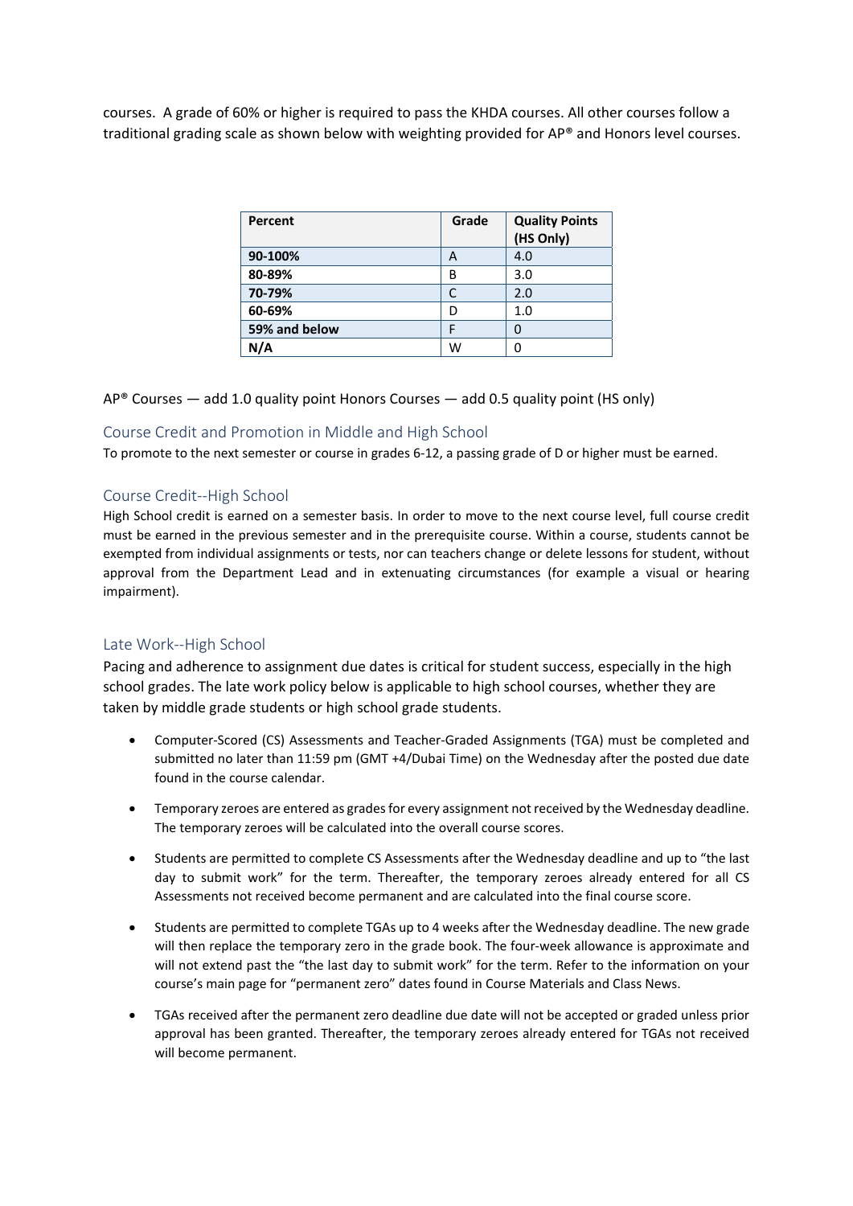courses. A grade of 60% or higher is required to pass the KHDA courses. All other courses follow a traditional grading scale as shown below with weighting provided for AP® and Honors level courses.

| Percent | Grade | Quality Points (HS Only) |
| --- | --- | --- |
| **90-100%** | A | 4.0 |
| **80-89%** | B | 3.0 |
| **70-79%** | C | 2.0 |
| **60-69%** | D | 1.0 |
| **59% and below** | F | 0 |
| **N/A** | W | 0 |

AP® Courses — add 1.0 quality point Honors Courses — add 0.5 quality point (HS only)

## Course Credit and Promotion in Middle and High School

To promote to the next semester or course in grades 6-12, a passing grade of D or higher must be earned.

## Course Credit--High School

High School credit is earned on a semester basis. In order to move to the next course level, full course credit must be earned in the previous semester and in the prerequisite course. Within a course, students cannot be exempted from individual assignments or tests, nor can teachers change or delete lessons for student, without approval from the Department Lead and in extenuating circumstances (for example a visual or hearing impairment).

## Late Work--High School

Pacing and adherence to assignment due dates is critical for student success, especially in the high school grades. The late work policy below is applicable to high school courses, whether they are taken by middle grade students or high school grade students.

- Computer-Scored (CS) Assessments and Teacher-Graded Assignments (TGA) must be completed and submitted no later than 11:59 pm (GMT +4/Dubai Time) on the Wednesday after the posted due date found in the course calendar.
- Temporary zeroes are entered as grades for every assignment not received by the Wednesday deadline. The temporary zeroes will be calculated into the overall course scores.
- Students are permitted to complete CS Assessments after the Wednesday deadline and up to "the last day to submit work" for the term. Thereafter, the temporary zeroes already entered for all CS Assessments not received become permanent and are calculated into the final course score.
- Students are permitted to complete TGAs up to 4 weeks after the Wednesday deadline. The new grade will then replace the temporary zero in the grade book. The four-week allowance is approximate and will not extend past the "the last day to submit work" for the term. Refer to the information on your course's main page for "permanent zero" dates found in Course Materials and Class News.
- TGAs received after the permanent zero deadline due date will not be accepted or graded unless prior approval has been granted. Thereafter, the temporary zeroes already entered for TGAs not received will become permanent.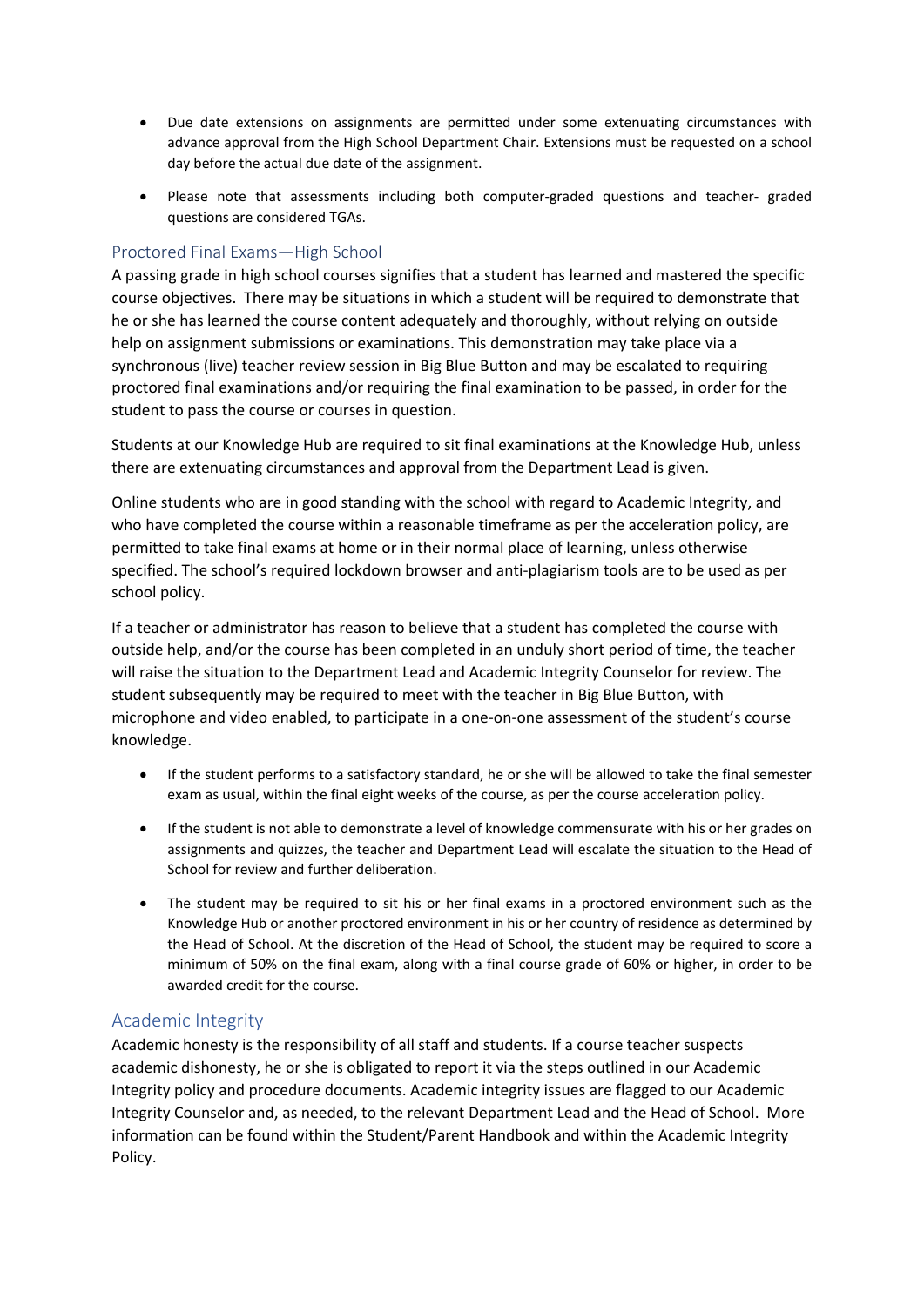- Due date extensions on assignments are permitted under some extenuating circumstances with advance approval from the High School Department Chair. Extensions must be requested on a school day before the actual due date of the assignment.
- Please note that assessments including both computer-graded questions and teacher- graded questions are considered TGAs.

## Proctored Final Exams—High School

A passing grade in high school courses signifies that a student has learned and mastered the specific course objectives. There may be situations in which a student will be required to demonstrate that he or she has learned the course content adequately and thoroughly, without relying on outside help on assignment submissions or examinations. This demonstration may take place via a synchronous (live) teacher review session in Big Blue Button and may be escalated to requiring proctored final examinations and/or requiring the final examination to be passed, in order for the student to pass the course or courses in question.

Students at our Knowledge Hub are required to sit final examinations at the Knowledge Hub, unless there are extenuating circumstances and approval from the Department Lead is given.

Online students who are in good standing with the school with regard to Academic Integrity, and who have completed the course within a reasonable timeframe as per the acceleration policy, are permitted to take final exams at home or in their normal place of learning, unless otherwise specified. The school's required lockdown browser and anti-plagiarism tools are to be used as per school policy.

If a teacher or administrator has reason to believe that a student has completed the course with outside help, and/or the course has been completed in an unduly short period of time, the teacher will raise the situation to the Department Lead and Academic Integrity Counselor for review. The student subsequently may be required to meet with the teacher in Big Blue Button, with microphone and video enabled, to participate in a one-on-one assessment of the student's course knowledge.

- If the student performs to a satisfactory standard, he or she will be allowed to take the final semester exam as usual, within the final eight weeks of the course, as per the course acceleration policy.
- If the student is not able to demonstrate a level of knowledge commensurate with his or her grades on assignments and quizzes, the teacher and Department Lead will escalate the situation to the Head of School for review and further deliberation.
- The student may be required to sit his or her final exams in a proctored environment such as the Knowledge Hub or another proctored environment in his or her country of residence as determined by the Head of School. At the discretion of the Head of School, the student may be required to score a minimum of 50% on the final exam, along with a final course grade of 60% or higher, in order to be awarded credit for the course.

## Academic Integrity

Academic honesty is the responsibility of all staff and students. If a course teacher suspects academic dishonesty, he or she is obligated to report it via the steps outlined in our Academic Integrity policy and procedure documents. Academic integrity issues are flagged to our Academic Integrity Counselor and, as needed, to the relevant Department Lead and the Head of School. More information can be found within the Student/Parent Handbook and within the Academic Integrity Policy.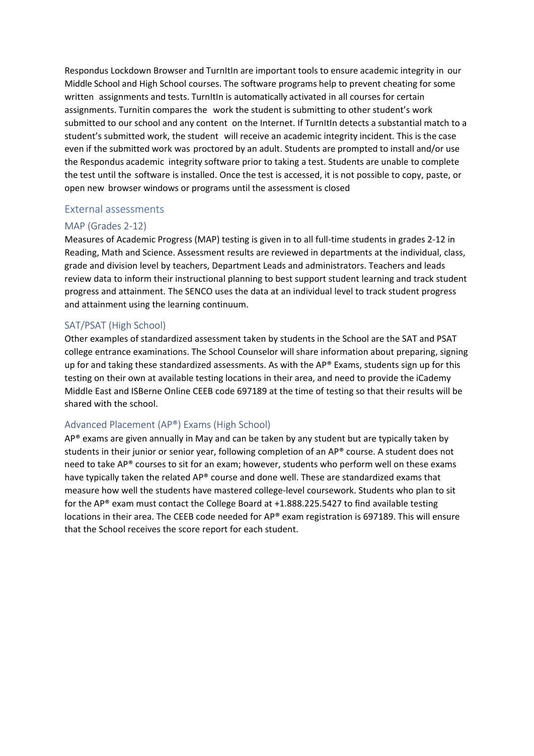Respondus Lockdown Browser and TurnItIn are important tools to ensure academic integrity in our Middle School and High School courses. The software programs help to prevent cheating for some written assignments and tests. TurnItIn is automatically activated in all courses for certain assignments. Turnitin compares the work the student is submitting to other student's work submitted to our school and any content on the Internet. If TurnItIn detects a substantial match to a student's submitted work, the student will receive an academic integrity incident. This is the case even if the submitted work was proctored by an adult. Students are prompted to install and/or use the Respondus academic integrity software prior to taking a test. Students are unable to complete the test until the software is installed. Once the test is accessed, it is not possible to copy, paste, or open new browser windows or programs until the assessment is closed

## External assessments

### MAP (Grades 2-12)

Measures of Academic Progress (MAP) testing is given in to all full-time students in grades 2-12 in Reading, Math and Science. Assessment results are reviewed in departments at the individual, class, grade and division level by teachers, Department Leads and administrators. Teachers and leads review data to inform their instructional planning to best support student learning and track student progress and attainment. The SENCO uses the data at an individual level to track student progress and attainment using the learning continuum.

### SAT/PSAT (High School)

Other examples of standardized assessment taken by students in the School are the SAT and PSAT college entrance examinations. The School Counselor will share information about preparing, signing up for and taking these standardized assessments. As with the AP® Exams, students sign up for this testing on their own at available testing locations in their area, and need to provide the iCademy Middle East and ISBerne Online CEEB code 697189 at the time of testing so that their results will be shared with the school.

### Advanced Placement (AP®) Exams (High School)

AP® exams are given annually in May and can be taken by any student but are typically taken by students in their junior or senior year, following completion of an AP® course. A student does not need to take AP® courses to sit for an exam; however, students who perform well on these exams have typically taken the related AP® course and done well. These are standardized exams that measure how well the students have mastered college-level coursework. Students who plan to sit for the AP® exam must contact the College Board at +1.888.225.5427 to find available testing locations in their area. The CEEB code needed for AP® exam registration is 697189. This will ensure that the School receives the score report for each student.